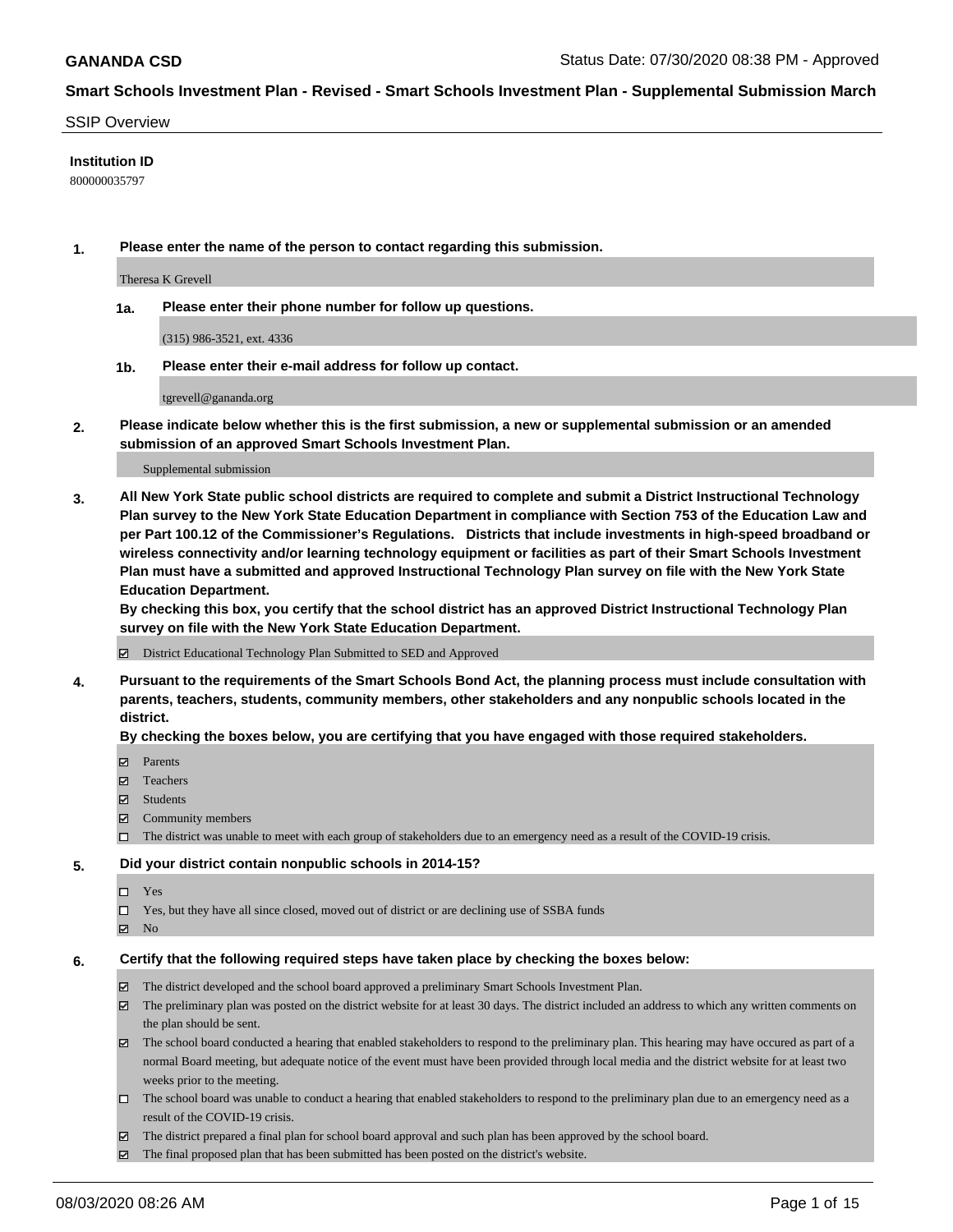## SSIP Overview

**Institution ID**

800000035797

**1. Please enter the name of the person to contact regarding this submission.**

Theresa K Grevell

**1a. Please enter their phone number for follow up questions.**

(315) 986-3521, ext. 4336

**1b. Please enter their e-mail address for follow up contact.**

tgrevell@gananda.org

**2. Please indicate below whether this is the first submission, a new or supplemental submission or an amended submission of an approved Smart Schools Investment Plan.**

Supplemental submission

**3. All New York State public school districts are required to complete and submit a District Instructional Technology Plan survey to the New York State Education Department in compliance with Section 753 of the Education Law and per Part 100.12 of the Commissioner's Regulations. Districts that include investments in high-speed broadband or wireless connectivity and/or learning technology equipment or facilities as part of their Smart Schools Investment Plan must have a submitted and approved Instructional Technology Plan survey on file with the New York State Education Department.**

**By checking this box, you certify that the school district has an approved District Instructional Technology Plan survey on file with the New York State Education Department.**

- [x] District Educational Technology Plan Submitted to SED and Approved

**4. Pursuant to the requirements of the Smart Schools Bond Act, the planning process must include consultation with parents, teachers, students, community members, other stakeholders and any nonpublic schools located in the district.**

**By checking the boxes below, you are certifying that you have engaged with those required stakeholders.**

- [x] Parents
- [x] Teachers
- [x] Students
- [x] Community members
- [ ] The district was unable to meet with each group of stakeholders due to an emergency need as a result of the COVID-19 crisis.

**5. Did your district contain nonpublic schools in 2014-15?**

- [ ] Yes
- [ ] Yes, but they have all since closed, moved out of district or are declining use of SSBA funds
- [x] No

**6. Certify that the following required steps have taken place by checking the boxes below:**

- [x] The district developed and the school board approved a preliminary Smart Schools Investment Plan.
- [x] The preliminary plan was posted on the district website for at least 30 days. The district included an address to which any written comments on the plan should be sent.
- [x] The school board conducted a hearing that enabled stakeholders to respond to the preliminary plan. This hearing may have occured as part of a normal Board meeting, but adequate notice of the event must have been provided through local media and the district website for at least two weeks prior to the meeting.
- [ ] The school board was unable to conduct a hearing that enabled stakeholders to respond to the preliminary plan due to an emergency need as a result of the COVID-19 crisis.
- [x] The district prepared a final plan for school board approval and such plan has been approved by the school board.
- [x] The final proposed plan that has been submitted has been posted on the district's website.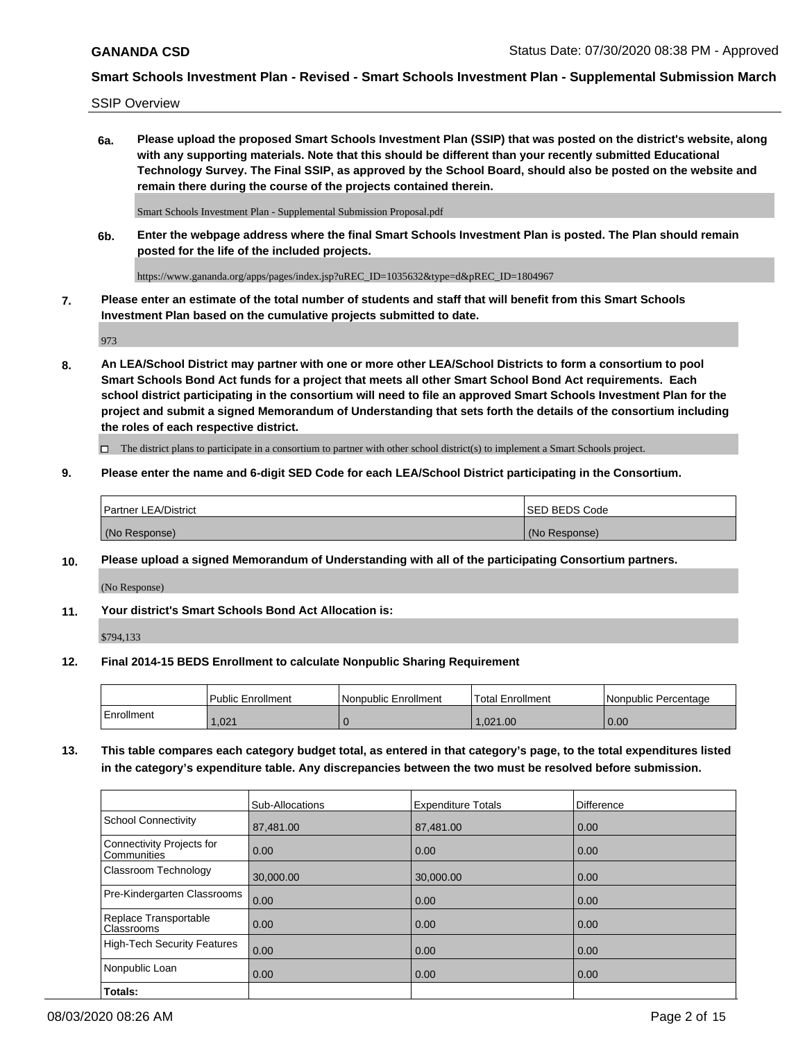GANANDA CSD

Status Date: 07/30/2020 08:38 PM - Approved

## Smart Schools Investment Plan - Revised - Smart Schools Investment Plan - Supplemental Submission March

SSIP Overview

**6a. Please upload the proposed Smart Schools Investment Plan (SSIP) that was posted on the district's website, along with any supporting materials. Note that this should be different than your recently submitted Educational Technology Survey. The Final SSIP, as approved by the School Board, should also be posted on the website and remain there during the course of the projects contained therein.**

Smart Schools Investment Plan - Supplemental Submission Proposal.pdf

**6b. Enter the webpage address where the final Smart Schools Investment Plan is posted. The Plan should remain posted for the life of the included projects.**

https://www.gananda.org/apps/pages/index.jsp?uREC_ID=1035632&type=d&pREC_ID=1804967

**7. Please enter an estimate of the total number of students and staff that will benefit from this Smart Schools Investment Plan based on the cumulative projects submitted to date.**

973

**8. An LEA/School District may partner with one or more other LEA/School Districts to form a consortium to pool Smart Schools Bond Act funds for a project that meets all other Smart School Bond Act requirements. Each school district participating in the consortium will need to file an approved Smart Schools Investment Plan for the project and submit a signed Memorandum of Understanding that sets forth the details of the consortium including the roles of each respective district.**

☐ The district plans to participate in a consortium to partner with other school district(s) to implement a Smart Schools project.

**9. Please enter the name and 6-digit SED Code for each LEA/School District participating in the Consortium.**

| Partner LEA/District | SED BEDS Code |
|---|---|
| (No Response) | (No Response) |

**10. Please upload a signed Memorandum of Understanding with all of the participating Consortium partners.**

(No Response)

**11. Your district's Smart Schools Bond Act Allocation is:**

$794,133

**12. Final 2014-15 BEDS Enrollment to calculate Nonpublic Sharing Requirement**

| | Public Enrollment | Nonpublic Enrollment | Total Enrollment | Nonpublic Percentage |
|---|---|---|---|---|
| Enrollment | 1,021 | 0 | 1,021.00 | 0.00 |

**13. This table compares each category budget total, as entered in that category's page, to the total expenditures listed in the category's expenditure table. Any discrepancies between the two must be resolved before submission.**

| | Sub-Allocations | Expenditure Totals | Difference |
|---|---|---|---|
| School Connectivity | 87,481.00 | 87,481.00 | 0.00 |
| Connectivity Projects for Communities | 0.00 | 0.00 | 0.00 |
| Classroom Technology | 30,000.00 | 30,000.00 | 0.00 |
| Pre-Kindergarten Classrooms | 0.00 | 0.00 | 0.00 |
| Replace Transportable Classrooms | 0.00 | 0.00 | 0.00 |
| High-Tech Security Features | 0.00 | 0.00 | 0.00 |
| Nonpublic Loan | 0.00 | 0.00 | 0.00 |
| **Totals:** | | | |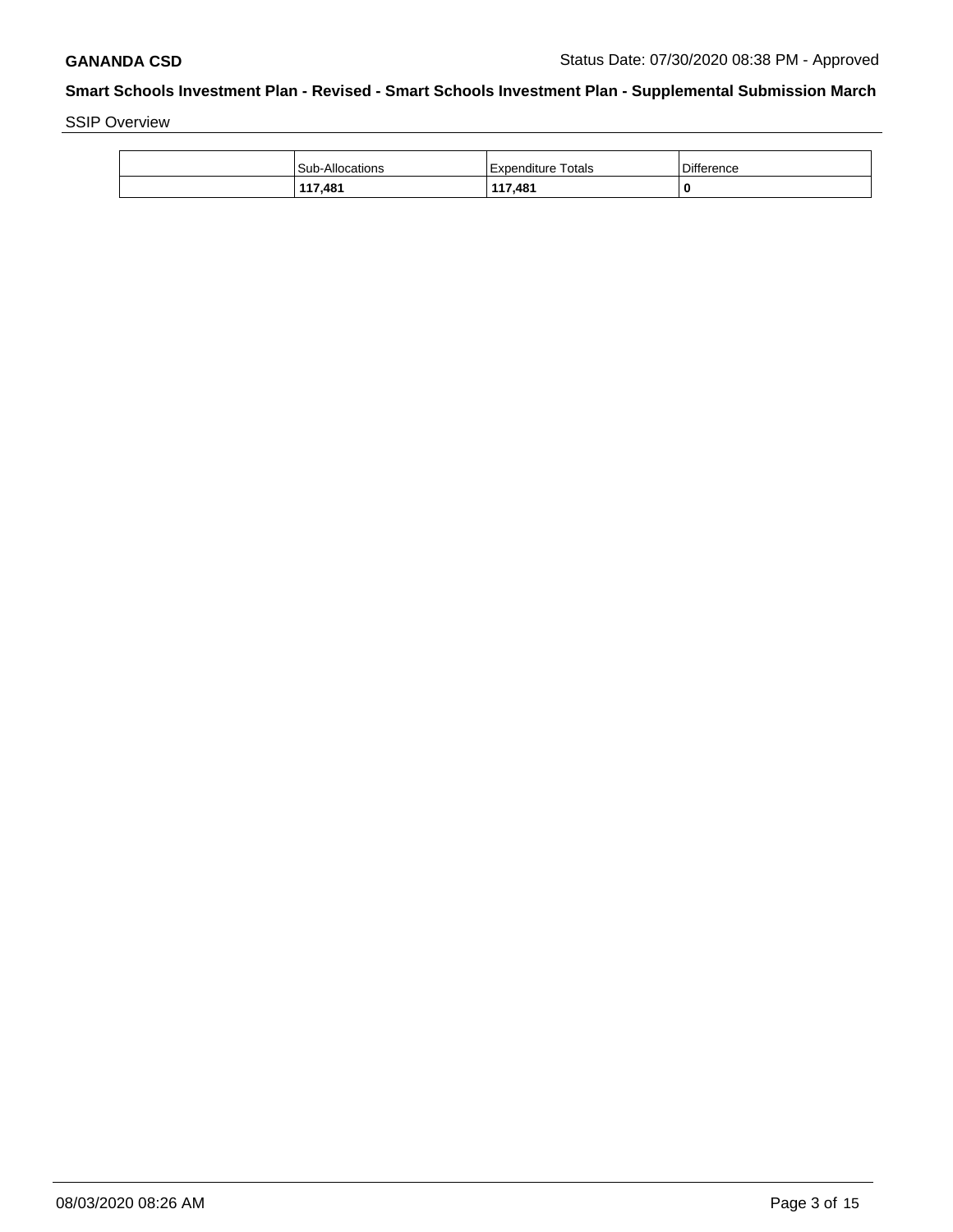SSIP Overview

| | Sub-Allocations | Expenditure Totals | Difference |
|---|---|---|---|
| | **117,481** | **117,481** | **0** |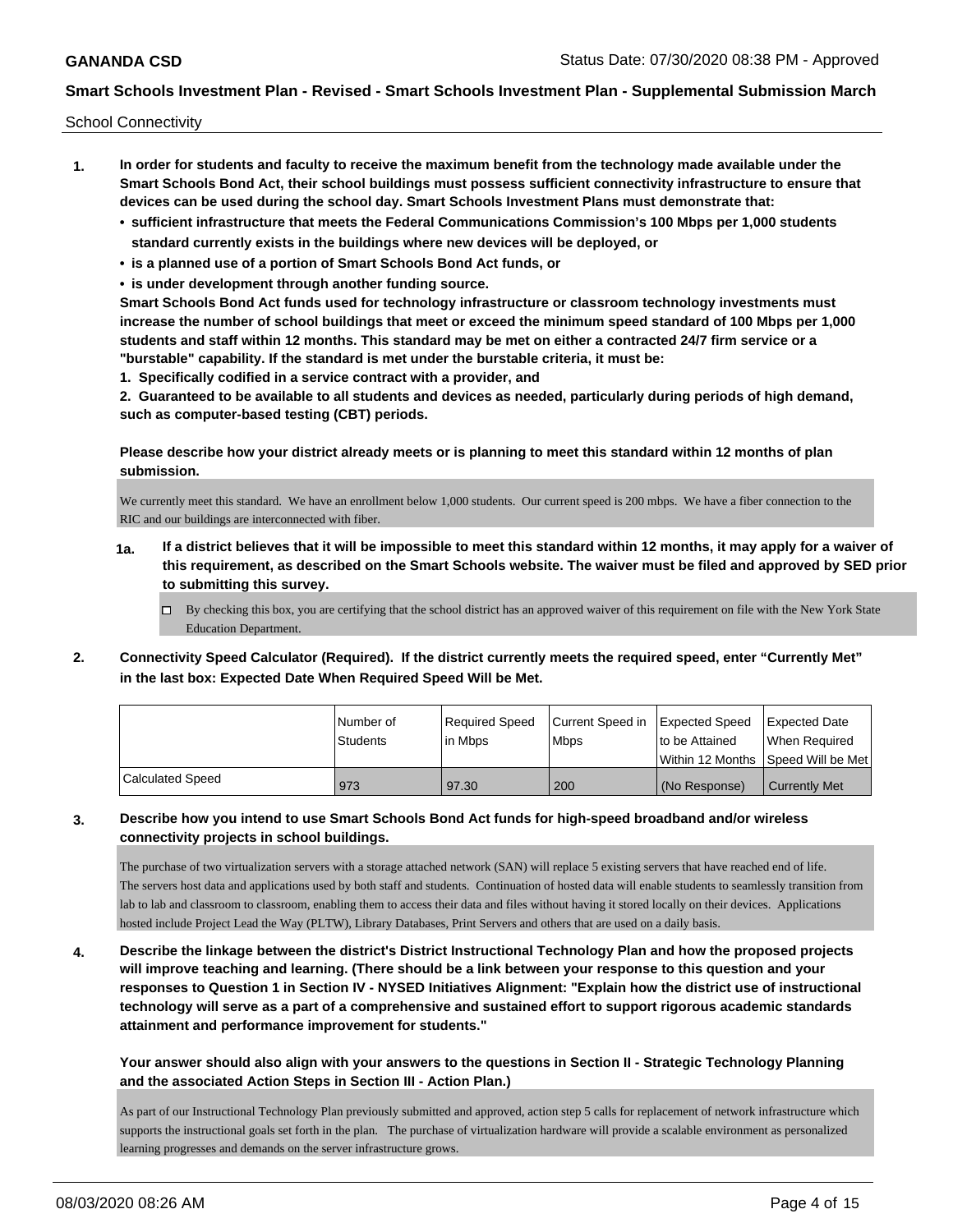School Connectivity

1. **In order for students and faculty to receive the maximum benefit from the technology made available under the Smart Schools Bond Act, their school buildings must possess sufficient connectivity infrastructure to ensure that devices can be used during the school day. Smart Schools Investment Plans must demonstrate that:**
   - **sufficient infrastructure that meets the Federal Communications Commission's 100 Mbps per 1,000 students standard currently exists in the buildings where new devices will be deployed, or**
   - **is a planned use of a portion of Smart Schools Bond Act funds, or**
   - **is under development through another funding source.**

   **Smart Schools Bond Act funds used for technology infrastructure or classroom technology investments must increase the number of school buildings that meet or exceed the minimum speed standard of 100 Mbps per 1,000 students and staff within 12 months. This standard may be met on either a contracted 24/7 firm service or a "burstable" capability. If the standard is met under the burstable criteria, it must be:**

   **1. Specifically codified in a service contract with a provider, and**

   **2. Guaranteed to be available to all students and devices as needed, particularly during periods of high demand, such as computer-based testing (CBT) periods.**

   **Please describe how your district already meets or is planning to meet this standard within 12 months of plan submission.**

   We currently meet this standard. We have an enrollment below 1,000 students. Our current speed is 200 mbps. We have a fiber connection to the RIC and our buildings are interconnected with fiber.

   **1a. If a district believes that it will be impossible to meet this standard within 12 months, it may apply for a waiver of this requirement, as described on the Smart Schools website. The waiver must be filed and approved by SED prior to submitting this survey.**

   - [ ] By checking this box, you are certifying that the school district has an approved waiver of this requirement on file with the New York State Education Department.

2. **Connectivity Speed Calculator (Required). If the district currently meets the required speed, enter "Currently Met" in the last box: Expected Date When Required Speed Will be Met.**

| | Number of Students | Required Speed in Mbps | Current Speed in Mbps | Expected Speed to be Attained Within 12 Months | Expected Date When Required Speed Will be Met |
|---|---|---|---|---|---|
| Calculated Speed | 973 | 97.30 | 200 | (No Response) | Currently Met |

3. **Describe how you intend to use Smart Schools Bond Act funds for high-speed broadband and/or wireless connectivity projects in school buildings.**

   The purchase of two virtualization servers with a storage attached network (SAN) will replace 5 existing servers that have reached end of life. The servers host data and applications used by both staff and students. Continuation of hosted data will enable students to seamlessly transition from lab to lab and classroom to classroom, enabling them to access their data and files without having it stored locally on their devices. Applications hosted include Project Lead the Way (PLTW), Library Databases, Print Servers and others that are used on a daily basis.

4. **Describe the linkage between the district's District Instructional Technology Plan and how the proposed projects will improve teaching and learning. (There should be a link between your response to this question and your responses to Question 1 in Section IV - NYSED Initiatives Alignment: "Explain how the district use of instructional technology will serve as a part of a comprehensive and sustained effort to support rigorous academic standards attainment and performance improvement for students."**

   **Your answer should also align with your answers to the questions in Section II - Strategic Technology Planning and the associated Action Steps in Section III - Action Plan.)**

   As part of our Instructional Technology Plan previously submitted and approved, action step 5 calls for replacement of network infrastructure which supports the instructional goals set forth in the plan. The purchase of virtualization hardware will provide a scalable environment as personalized learning progresses and demands on the server infrastructure grows.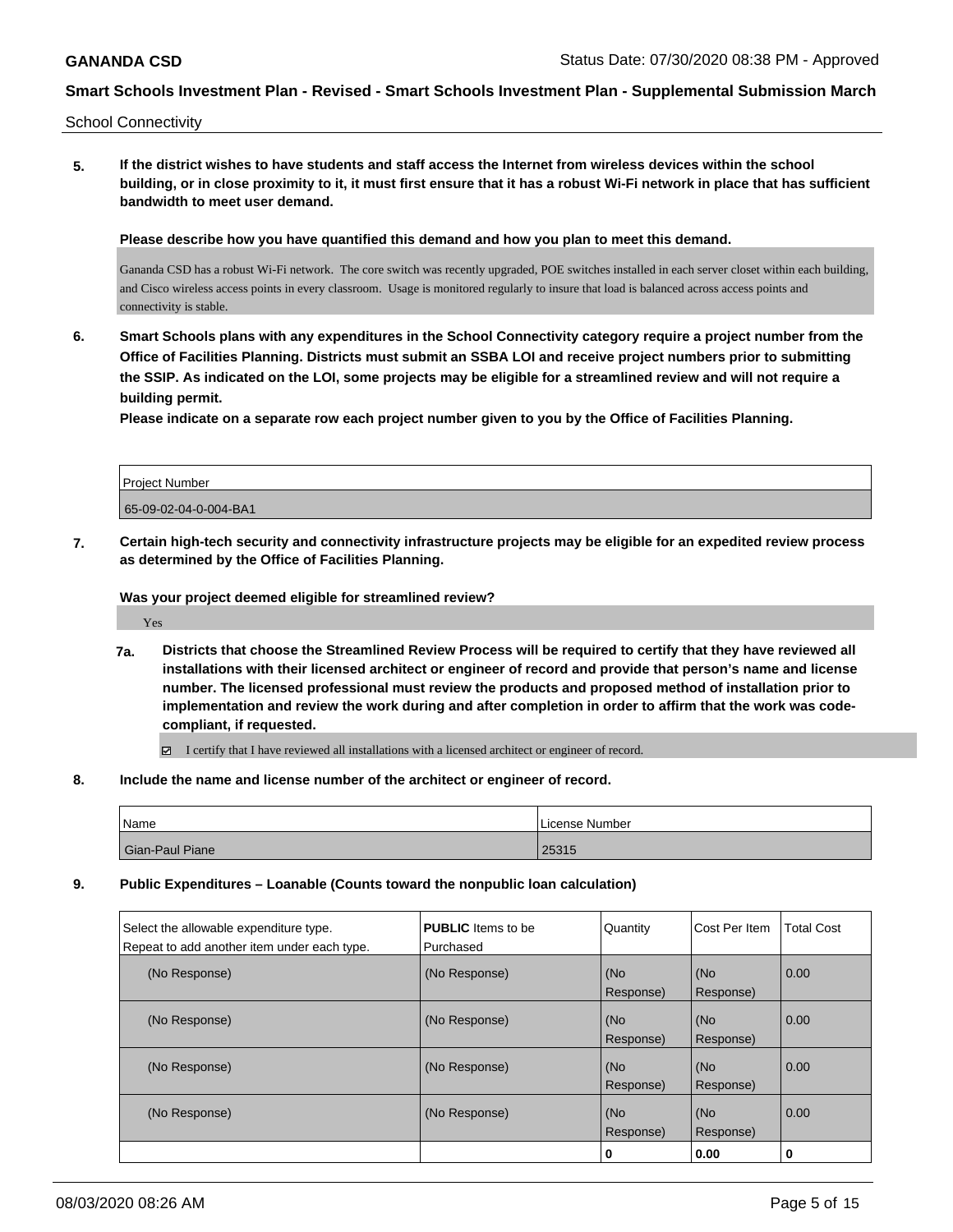School Connectivity

**5. If the district wishes to have students and staff access the Internet from wireless devices within the school building, or in close proximity to it, it must first ensure that it has a robust Wi-Fi network in place that has sufficient bandwidth to meet user demand.**

**Please describe how you have quantified this demand and how you plan to meet this demand.**

Gananda CSD has a robust Wi-Fi network. The core switch was recently upgraded, POE switches installed in each server closet within each building, and Cisco wireless access points in every classroom. Usage is monitored regularly to insure that load is balanced across access points and connectivity is stable.

**6. Smart Schools plans with any expenditures in the School Connectivity category require a project number from the Office of Facilities Planning. Districts must submit an SSBA LOI and receive project numbers prior to submitting the SSIP. As indicated on the LOI, some projects may be eligible for a streamlined review and will not require a building permit.**

**Please indicate on a separate row each project number given to you by the Office of Facilities Planning.**

| Project Number |
| --- |
| 65-09-02-04-0-004-BA1 |

**7. Certain high-tech security and connectivity infrastructure projects may be eligible for an expedited review process as determined by the Office of Facilities Planning.**

**Was your project deemed eligible for streamlined review?**

Yes

**7a. Districts that choose the Streamlined Review Process will be required to certify that they have reviewed all installations with their licensed architect or engineer of record and provide that person's name and license number. The licensed professional must review the products and proposed method of installation prior to implementation and review the work during and after completion in order to affirm that the work was code-compliant, if requested.**

☑ I certify that I have reviewed all installations with a licensed architect or engineer of record.

**8. Include the name and license number of the architect or engineer of record.**

| Name | License Number |
| --- | --- |
| Gian-Paul Piane | 25315 |

**9. Public Expenditures – Loanable (Counts toward the nonpublic loan calculation)**

| Select the allowable expenditure type. Repeat to add another item under each type. | **PUBLIC** Items to be Purchased | Quantity | Cost Per Item | Total Cost |
| --- | --- | --- | --- | --- |
| (No Response) | (No Response) | (No Response) | (No Response) | 0.00 |
| (No Response) | (No Response) | (No Response) | (No Response) | 0.00 |
| (No Response) | (No Response) | (No Response) | (No Response) | 0.00 |
| (No Response) | (No Response) | (No Response) | (No Response) | 0.00 |
| | | **0** | **0.00** | **0** |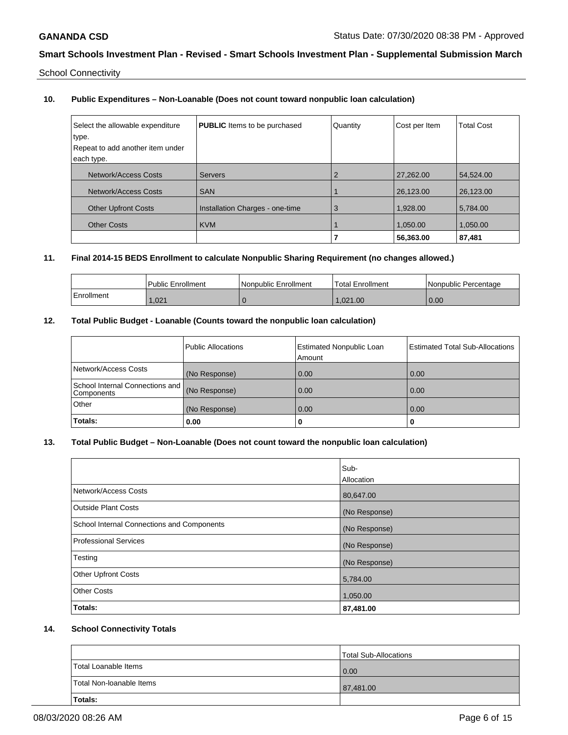School Connectivity

### 10. Public Expenditures – Non-Loanable (Does not count toward nonpublic loan calculation)

| Select the allowable expenditure type. Repeat to add another item under each type. | **PUBLIC** Items to be purchased | Quantity | Cost per Item | Total Cost |
|---|---|---|---|---|
| Network/Access Costs | Servers | 2 | 27,262.00 | 54,524.00 |
| Network/Access Costs | SAN | 1 | 26,123.00 | 26,123.00 |
| Other Upfront Costs | Installation Charges - one-time | 3 | 1,928.00 | 5,784.00 |
| Other Costs | KVM | 1 | 1,050.00 | 1,050.00 |
| | | **7** | **56,363.00** | **87,481** |

### 11. Final 2014-15 BEDS Enrollment to calculate Nonpublic Sharing Requirement (no changes allowed.)

| | Public Enrollment | Nonpublic Enrollment | Total Enrollment | Nonpublic Percentage |
|---|---|---|---|---|
| Enrollment | 1,021 | 0 | 1,021.00 | 0.00 |

### 12. Total Public Budget - Loanable (Counts toward the nonpublic loan calculation)

| | Public Allocations | Estimated Nonpublic Loan Amount | Estimated Total Sub-Allocations |
|---|---|---|---|
| Network/Access Costs | (No Response) | 0.00 | 0.00 |
| School Internal Connections and Components | (No Response) | 0.00 | 0.00 |
| Other | (No Response) | 0.00 | 0.00 |
| **Totals:** | **0.00** | **0** | **0** |

### 13. Total Public Budget – Non-Loanable (Does not count toward the nonpublic loan calculation)

| | Sub-Allocation |
|---|---|
| Network/Access Costs | 80,647.00 |
| Outside Plant Costs | (No Response) |
| School Internal Connections and Components | (No Response) |
| Professional Services | (No Response) |
| Testing | (No Response) |
| Other Upfront Costs | 5,784.00 |
| Other Costs | 1,050.00 |
| **Totals:** | **87,481.00** |

### 14. School Connectivity Totals

| | Total Sub-Allocations |
|---|---|
| Total Loanable Items | 0.00 |
| Total Non-loanable Items | 87,481.00 |
| **Totals:** | |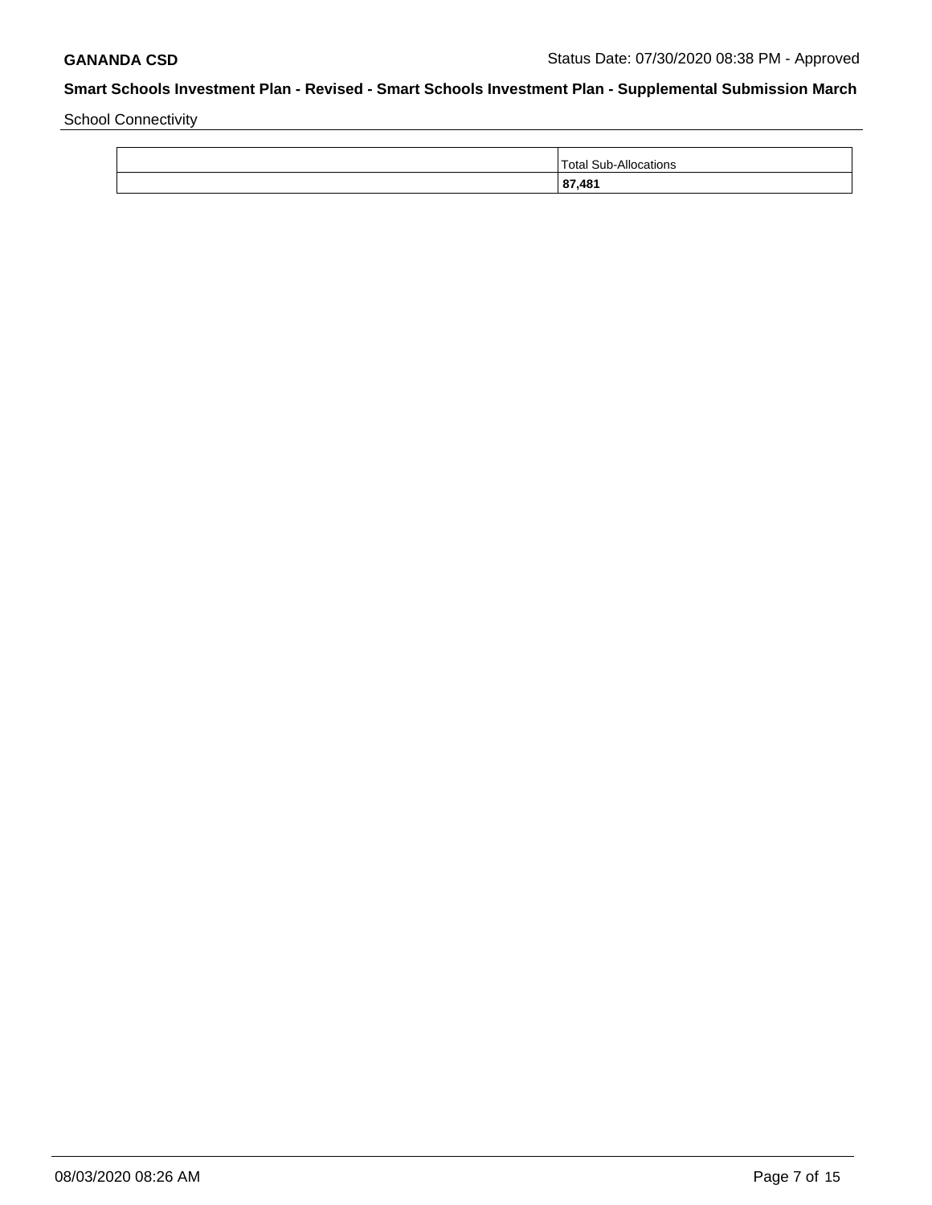School Connectivity

| | Total Sub-Allocations |
|---|---|
| | **87,481** |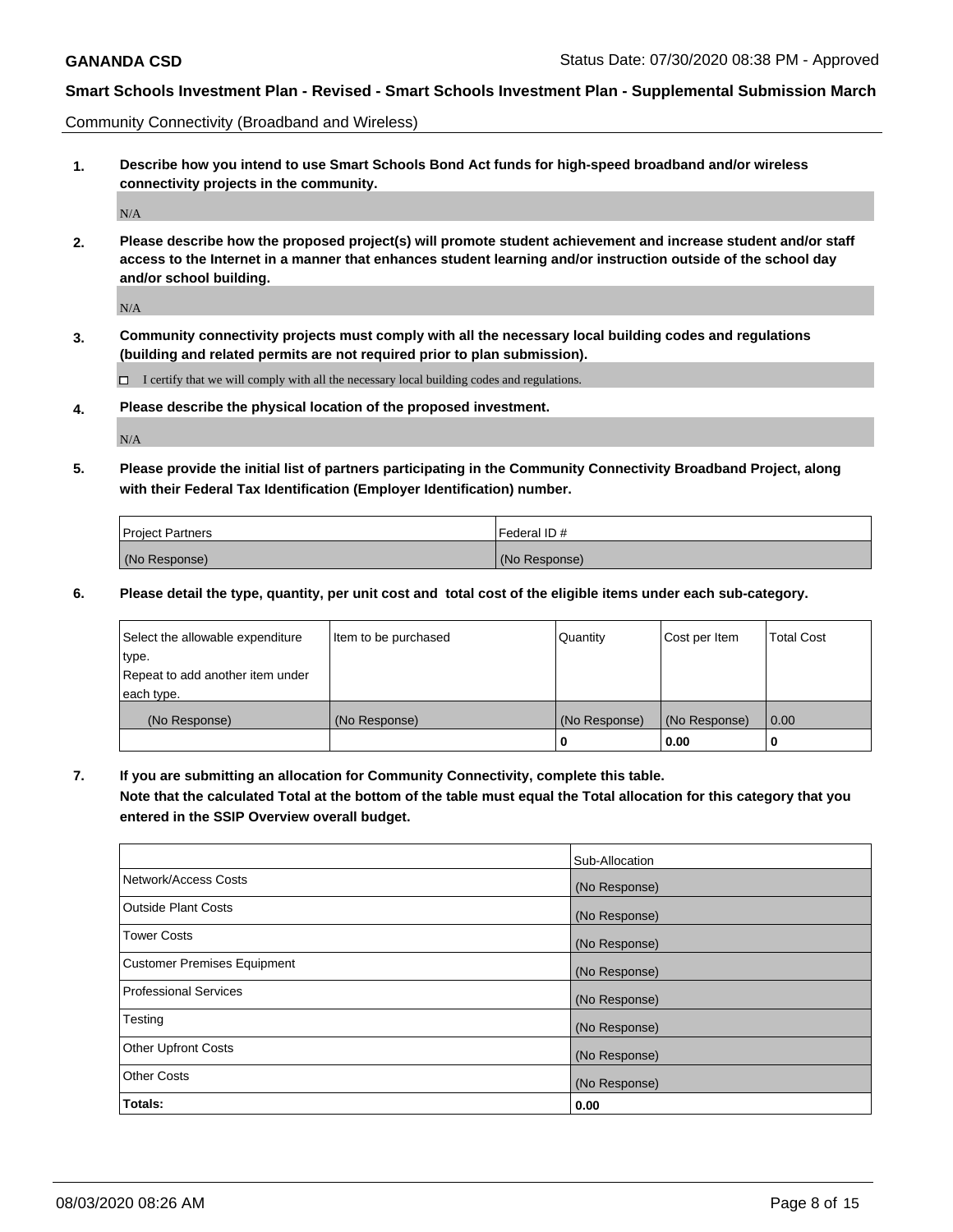Community Connectivity (Broadband and Wireless)

**1. Describe how you intend to use Smart Schools Bond Act funds for high-speed broadband and/or wireless connectivity projects in the community.**

N/A

**2. Please describe how the proposed project(s) will promote student achievement and increase student and/or staff access to the Internet in a manner that enhances student learning and/or instruction outside of the school day and/or school building.**

N/A

**3. Community connectivity projects must comply with all the necessary local building codes and regulations (building and related permits are not required prior to plan submission).**

☐ I certify that we will comply with all the necessary local building codes and regulations.

**4. Please describe the physical location of the proposed investment.**

N/A

**5. Please provide the initial list of partners participating in the Community Connectivity Broadband Project, along with their Federal Tax Identification (Employer Identification) number.**

| Project Partners | Federal ID # |
|---|---|
| (No Response) | (No Response) |

**6. Please detail the type, quantity, per unit cost and total cost of the eligible items under each sub-category.**

| Select the allowable expenditure type. Repeat to add another item under each type. | Item to be purchased | Quantity | Cost per Item | Total Cost |
|---|---|---|---|---|
| (No Response) | (No Response) | (No Response) | (No Response) | 0.00 |
| | | 0 | 0.00 | 0 |

**7. If you are submitting an allocation for Community Connectivity, complete this table. Note that the calculated Total at the bottom of the table must equal the Total allocation for this category that you entered in the SSIP Overview overall budget.**

| | Sub-Allocation |
|---|---|
| Network/Access Costs | (No Response) |
| Outside Plant Costs | (No Response) |
| Tower Costs | (No Response) |
| Customer Premises Equipment | (No Response) |
| Professional Services | (No Response) |
| Testing | (No Response) |
| Other Upfront Costs | (No Response) |
| Other Costs | (No Response) |
| **Totals:** | **0.00** |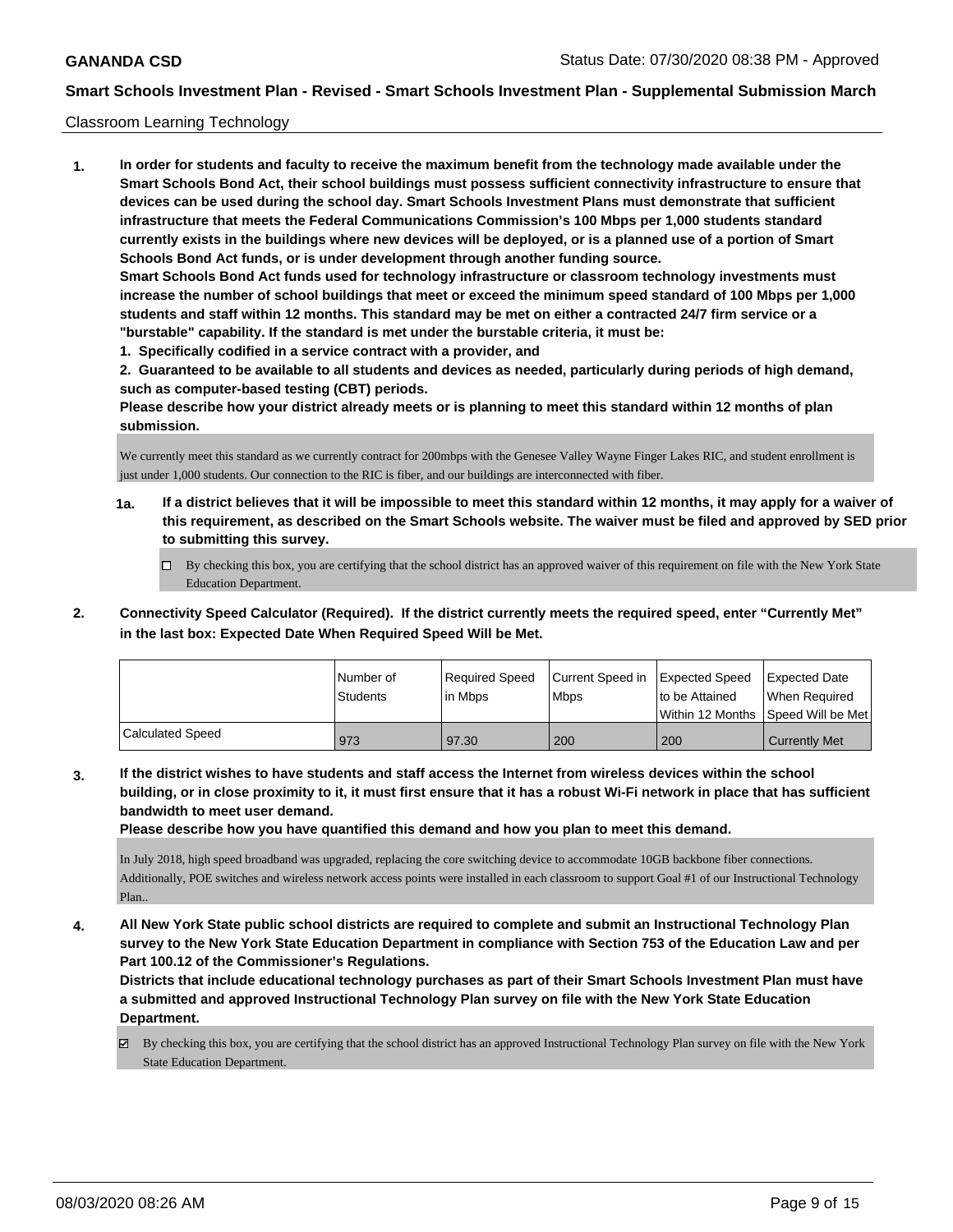Classroom Learning Technology

**1. In order for students and faculty to receive the maximum benefit from the technology made available under the Smart Schools Bond Act, their school buildings must possess sufficient connectivity infrastructure to ensure that devices can be used during the school day. Smart Schools Investment Plans must demonstrate that sufficient infrastructure that meets the Federal Communications Commission's 100 Mbps per 1,000 students standard currently exists in the buildings where new devices will be deployed, or is a planned use of a portion of Smart Schools Bond Act funds, or is under development through another funding source.**

**Smart Schools Bond Act funds used for technology infrastructure or classroom technology investments must increase the number of school buildings that meet or exceed the minimum speed standard of 100 Mbps per 1,000 students and staff within 12 months. This standard may be met on either a contracted 24/7 firm service or a "burstable" capability. If the standard is met under the burstable criteria, it must be:**

**1. Specifically codified in a service contract with a provider, and**

**2. Guaranteed to be available to all students and devices as needed, particularly during periods of high demand, such as computer-based testing (CBT) periods.**

**Please describe how your district already meets or is planning to meet this standard within 12 months of plan submission.**

We currently meet this standard as we currently contract for 200mbps with the Genesee Valley Wayne Finger Lakes RIC, and student enrollment is just under 1,000 students. Our connection to the RIC is fiber, and our buildings are interconnected with fiber.

**1a. If a district believes that it will be impossible to meet this standard within 12 months, it may apply for a waiver of this requirement, as described on the Smart Schools website. The waiver must be filed and approved by SED prior to submitting this survey.**

☐ By checking this box, you are certifying that the school district has an approved waiver of this requirement on file with the New York State Education Department.

**2. Connectivity Speed Calculator (Required). If the district currently meets the required speed, enter "Currently Met" in the last box: Expected Date When Required Speed Will be Met.**

| | Number of Students | Required Speed in Mbps | Current Speed in Mbps | Expected Speed to be Attained Within 12 Months | Expected Date When Required Speed Will be Met |
|---|---|---|---|---|---|
| Calculated Speed | 973 | 97.30 | 200 | 200 | Currently Met |

**3. If the district wishes to have students and staff access the Internet from wireless devices within the school building, or in close proximity to it, it must first ensure that it has a robust Wi-Fi network in place that has sufficient bandwidth to meet user demand.**

**Please describe how you have quantified this demand and how you plan to meet this demand.**

In July 2018, high speed broadband was upgraded, replacing the core switching device to accommodate 10GB backbone fiber connections. Additionally, POE switches and wireless network access points were installed in each classroom to support Goal #1 of our Instructional Technology Plan..

**4. All New York State public school districts are required to complete and submit an Instructional Technology Plan survey to the New York State Education Department in compliance with Section 753 of the Education Law and per Part 100.12 of the Commissioner's Regulations.**

**Districts that include educational technology purchases as part of their Smart Schools Investment Plan must have a submitted and approved Instructional Technology Plan survey on file with the New York State Education Department.**

☑ By checking this box, you are certifying that the school district has an approved Instructional Technology Plan survey on file with the New York State Education Department.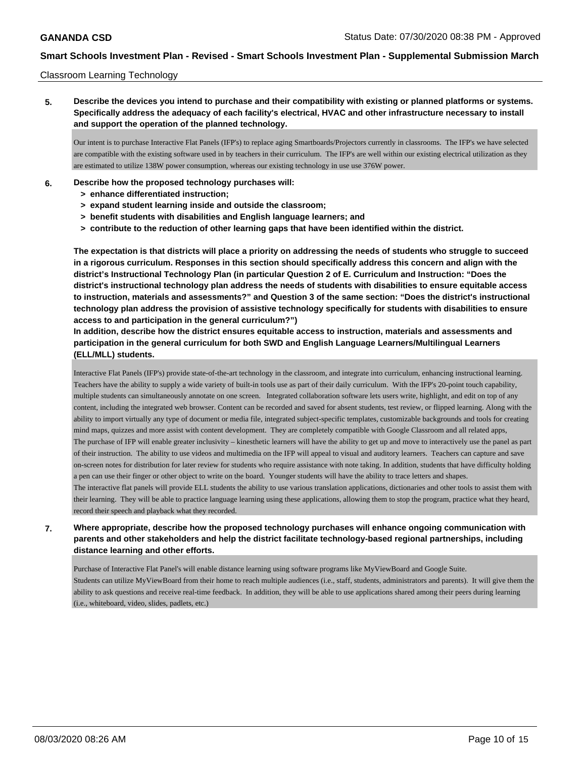Classroom Learning Technology

**5. Describe the devices you intend to purchase and their compatibility with existing or planned platforms or systems. Specifically address the adequacy of each facility's electrical, HVAC and other infrastructure necessary to install and support the operation of the planned technology.**

Our intent is to purchase Interactive Flat Panels (IFP's) to replace aging Smartboards/Projectors currently in classrooms. The IFP's we have selected are compatible with the existing software used in by teachers in their curriculum. The IFP's are well within our existing electrical utilization as they are estimated to utilize 138W power consumption, whereas our existing technology in use use 376W power.

**6. Describe how the proposed technology purchases will:**
- **> enhance differentiated instruction;**
- **> expand student learning inside and outside the classroom;**
- **> benefit students with disabilities and English language learners; and**
- **> contribute to the reduction of other learning gaps that have been identified within the district.**

**The expectation is that districts will place a priority on addressing the needs of students who struggle to succeed in a rigorous curriculum. Responses in this section should specifically address this concern and align with the district's Instructional Technology Plan (in particular Question 2 of E. Curriculum and Instruction: "Does the district's instructional technology plan address the needs of students with disabilities to ensure equitable access to instruction, materials and assessments?" and Question 3 of the same section: "Does the district's instructional technology plan address the provision of assistive technology specifically for students with disabilities to ensure access to and participation in the general curriculum?")**

**In addition, describe how the district ensures equitable access to instruction, materials and assessments and participation in the general curriculum for both SWD and English Language Learners/Multilingual Learners (ELL/MLL) students.**

Interactive Flat Panels (IFP's) provide state-of-the-art technology in the classroom, and integrate into curriculum, enhancing instructional learning. Teachers have the ability to supply a wide variety of built-in tools use as part of their daily curriculum. With the IFP's 20-point touch capability, multiple students can simultaneously annotate on one screen. Integrated collaboration software lets users write, highlight, and edit on top of any content, including the integrated web browser. Content can be recorded and saved for absent students, test review, or flipped learning. Along with the ability to import virtually any type of document or media file, integrated subject-specific templates, customizable backgrounds and tools for creating mind maps, quizzes and more assist with content development. They are completely compatible with Google Classroom and all related apps,
The purchase of IFP will enable greater inclusivity – kinesthetic learners will have the ability to get up and move to interactively use the panel as part of their instruction. The ability to use videos and multimedia on the IFP will appeal to visual and auditory learners. Teachers can capture and save on-screen notes for distribution for later review for students who require assistance with note taking. In addition, students that have difficulty holding a pen can use their finger or other object to write on the board. Younger students will have the ability to trace letters and shapes.
The interactive flat panels will provide ELL students the ability to use various translation applications, dictionaries and other tools to assist them with their learning. They will be able to practice language learning using these applications, allowing them to stop the program, practice what they heard, record their speech and playback what they recorded.

**7. Where appropriate, describe how the proposed technology purchases will enhance ongoing communication with parents and other stakeholders and help the district facilitate technology-based regional partnerships, including distance learning and other efforts.**

Purchase of Interactive Flat Panel's will enable distance learning using software programs like MyViewBoard and Google Suite.
Students can utilize MyViewBoard from their home to reach multiple audiences (i.e., staff, students, administrators and parents). It will give them the ability to ask questions and receive real-time feedback. In addition, they will be able to use applications shared among their peers during learning (i.e., whiteboard, video, slides, padlets, etc.)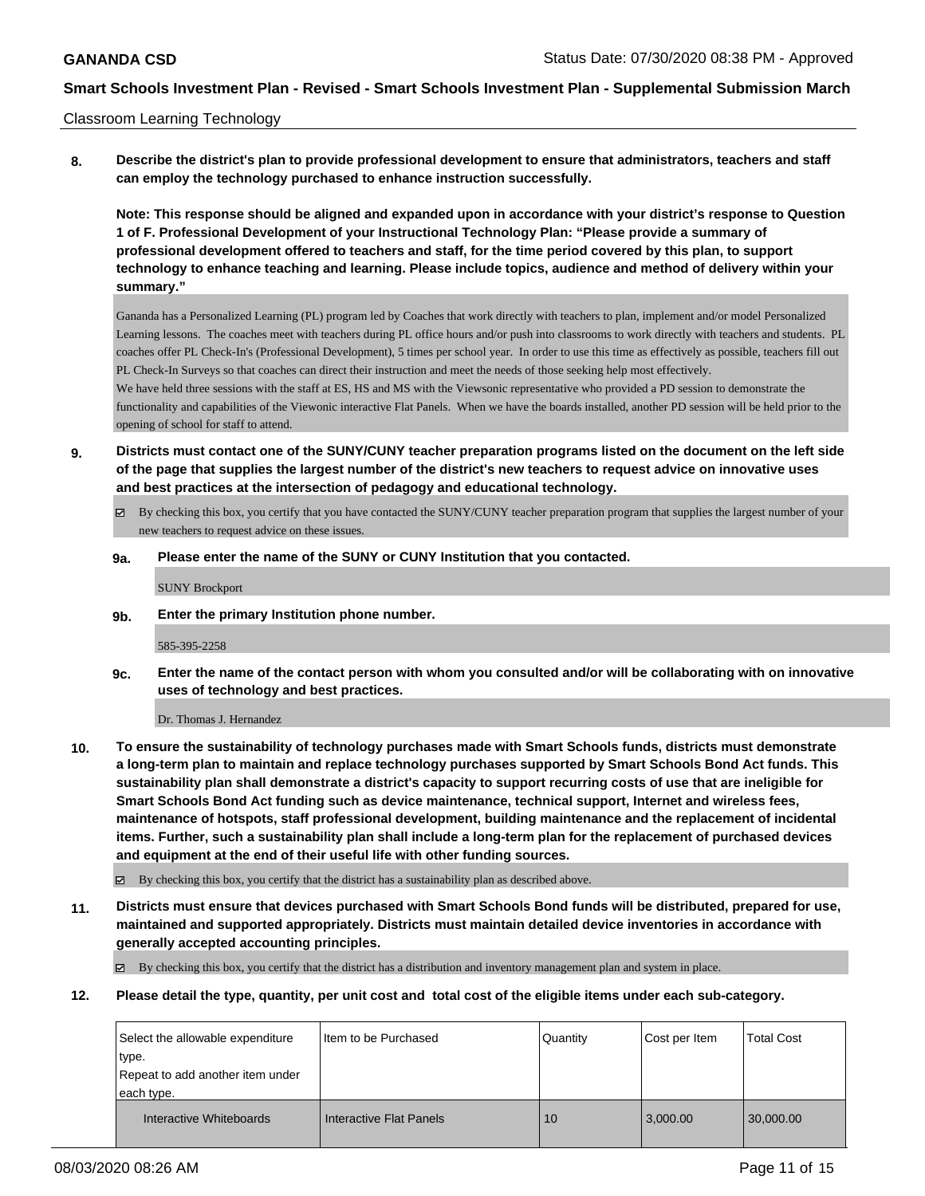Classroom Learning Technology

**8. Describe the district's plan to provide professional development to ensure that administrators, teachers and staff can employ the technology purchased to enhance instruction successfully.**

**Note: This response should be aligned and expanded upon in accordance with your district's response to Question 1 of F. Professional Development of your Instructional Technology Plan: "Please provide a summary of professional development offered to teachers and staff, for the time period covered by this plan, to support technology to enhance teaching and learning. Please include topics, audience and method of delivery within your summary."**

Gananda has a Personalized Learning (PL) program led by Coaches that work directly with teachers to plan, implement and/or model Personalized Learning lessons. The coaches meet with teachers during PL office hours and/or push into classrooms to work directly with teachers and students. PL coaches offer PL Check-In's (Professional Development), 5 times per school year. In order to use this time as effectively as possible, teachers fill out PL Check-In Surveys so that coaches can direct their instruction and meet the needs of those seeking help most effectively.
We have held three sessions with the staff at ES, HS and MS with the Viewsonic representative who provided a PD session to demonstrate the functionality and capabilities of the Viewonic interactive Flat Panels. When we have the boards installed, another PD session will be held prior to the opening of school for staff to attend.

**9. Districts must contact one of the SUNY/CUNY teacher preparation programs listed on the document on the left side of the page that supplies the largest number of the district's new teachers to request advice on innovative uses and best practices at the intersection of pedagogy and educational technology.**

☑ By checking this box, you certify that you have contacted the SUNY/CUNY teacher preparation program that supplies the largest number of your new teachers to request advice on these issues.

**9a. Please enter the name of the SUNY or CUNY Institution that you contacted.**

SUNY Brockport

**9b. Enter the primary Institution phone number.**

585-395-2258

**9c. Enter the name of the contact person with whom you consulted and/or will be collaborating with on innovative uses of technology and best practices.**

Dr. Thomas J. Hernandez

**10. To ensure the sustainability of technology purchases made with Smart Schools funds, districts must demonstrate a long-term plan to maintain and replace technology purchases supported by Smart Schools Bond Act funds. This sustainability plan shall demonstrate a district's capacity to support recurring costs of use that are ineligible for Smart Schools Bond Act funding such as device maintenance, technical support, Internet and wireless fees, maintenance of hotspots, staff professional development, building maintenance and the replacement of incidental items. Further, such a sustainability plan shall include a long-term plan for the replacement of purchased devices and equipment at the end of their useful life with other funding sources.**

☑ By checking this box, you certify that the district has a sustainability plan as described above.

**11. Districts must ensure that devices purchased with Smart Schools Bond funds will be distributed, prepared for use, maintained and supported appropriately. Districts must maintain detailed device inventories in accordance with generally accepted accounting principles.**

☑ By checking this box, you certify that the district has a distribution and inventory management plan and system in place.

**12. Please detail the type, quantity, per unit cost and total cost of the eligible items under each sub-category.**

| Select the allowable expenditure type. Repeat to add another item under each type. | Item to be Purchased | Quantity | Cost per Item | Total Cost |
|---|---|---|---|---|
| Interactive Whiteboards | Interactive Flat Panels | 10 | 3,000.00 | 30,000.00 |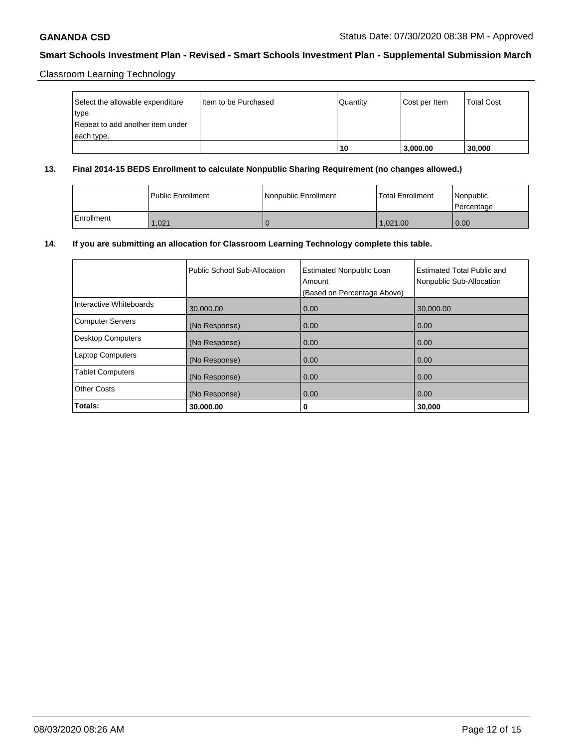Classroom Learning Technology

| Select the allowable expenditure type. Repeat to add another item under each type. | Item to be Purchased | Quantity | Cost per Item | Total Cost |
|---|---|---|---|---|
| | | **10** | **3,000.00** | **30,000** |

**13. Final 2014-15 BEDS Enrollment to calculate Nonpublic Sharing Requirement (no changes allowed.)**

| | Public Enrollment | Nonpublic Enrollment | Total Enrollment | Nonpublic Percentage |
|---|---|---|---|---|
| Enrollment | 1,021 | 0 | 1,021.00 | 0.00 |

**14. If you are submitting an allocation for Classroom Learning Technology complete this table.**

| | Public School Sub-Allocation | Estimated Nonpublic Loan Amount (Based on Percentage Above) | Estimated Total Public and Nonpublic Sub-Allocation |
|---|---|---|---|
| Interactive Whiteboards | 30,000.00 | 0.00 | 30,000.00 |
| Computer Servers | (No Response) | 0.00 | 0.00 |
| Desktop Computers | (No Response) | 0.00 | 0.00 |
| Laptop Computers | (No Response) | 0.00 | 0.00 |
| Tablet Computers | (No Response) | 0.00 | 0.00 |
| Other Costs | (No Response) | 0.00 | 0.00 |
| **Totals:** | **30,000.00** | **0** | **30,000** |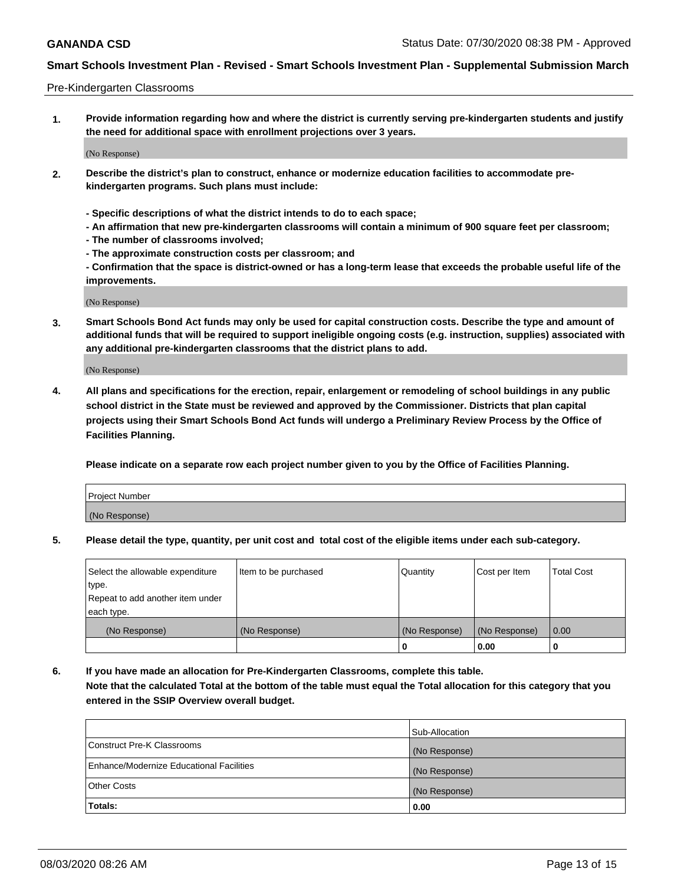Pre-Kindergarten Classrooms

**1. Provide information regarding how and where the district is currently serving pre-kindergarten students and justify the need for additional space with enrollment projections over 3 years.**

(No Response)

**2. Describe the district's plan to construct, enhance or modernize education facilities to accommodate pre-kindergarten programs. Such plans must include:**

**- Specific descriptions of what the district intends to do to each space;**
**- An affirmation that new pre-kindergarten classrooms will contain a minimum of 900 square feet per classroom;**
**- The number of classrooms involved;**
**- The approximate construction costs per classroom; and**
**- Confirmation that the space is district-owned or has a long-term lease that exceeds the probable useful life of the improvements.**

(No Response)

**3. Smart Schools Bond Act funds may only be used for capital construction costs. Describe the type and amount of additional funds that will be required to support ineligible ongoing costs (e.g. instruction, supplies) associated with any additional pre-kindergarten classrooms that the district plans to add.**

(No Response)

**4. All plans and specifications for the erection, repair, enlargement or remodeling of school buildings in any public school district in the State must be reviewed and approved by the Commissioner. Districts that plan capital projects using their Smart Schools Bond Act funds will undergo a Preliminary Review Process by the Office of Facilities Planning.**

**Please indicate on a separate row each project number given to you by the Office of Facilities Planning.**

| Project Number |
|---|
| (No Response) |

**5. Please detail the type, quantity, per unit cost and total cost of the eligible items under each sub-category.**

| Select the allowable expenditure type. Repeat to add another item under each type. | Item to be purchased | Quantity | Cost per Item | Total Cost |
|---|---|---|---|---|
| (No Response) | (No Response) | (No Response) | (No Response) | 0.00 |
| | | 0 | 0.00 | 0 |

**6. If you have made an allocation for Pre-Kindergarten Classrooms, complete this table.**
**Note that the calculated Total at the bottom of the table must equal the Total allocation for this category that you entered in the SSIP Overview overall budget.**

| | Sub-Allocation |
|---|---|
| Construct Pre-K Classrooms | (No Response) |
| Enhance/Modernize Educational Facilities | (No Response) |
| Other Costs | (No Response) |
| **Totals:** | **0.00** |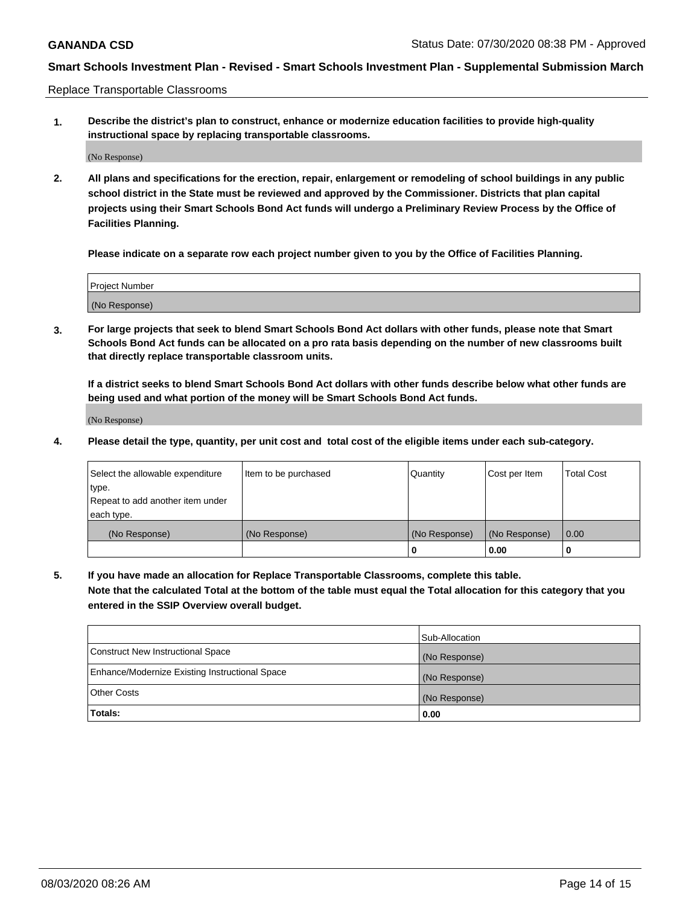Replace Transportable Classrooms

1. **Describe the district's plan to construct, enhance or modernize education facilities to provide high-quality instructional space by replacing transportable classrooms.**

(No Response)

2. **All plans and specifications for the erection, repair, enlargement or remodeling of school buildings in any public school district in the State must be reviewed and approved by the Commissioner. Districts that plan capital projects using their Smart Schools Bond Act funds will undergo a Preliminary Review Process by the Office of Facilities Planning.**

**Please indicate on a separate row each project number given to you by the Office of Facilities Planning.**

| Project Number |
|---|
| (No Response) |

3. **For large projects that seek to blend Smart Schools Bond Act dollars with other funds, please note that Smart Schools Bond Act funds can be allocated on a pro rata basis depending on the number of new classrooms built that directly replace transportable classroom units.**

**If a district seeks to blend Smart Schools Bond Act dollars with other funds describe below what other funds are being used and what portion of the money will be Smart Schools Bond Act funds.**

(No Response)

4. **Please detail the type, quantity, per unit cost and total cost of the eligible items under each sub-category.**

| Select the allowable expenditure type. Repeat to add another item under each type. | Item to be purchased | Quantity | Cost per Item | Total Cost |
|---|---|---|---|---|
| (No Response) | (No Response) | (No Response) | (No Response) | 0.00 |
| | | 0 | 0.00 | 0 |

5. **If you have made an allocation for Replace Transportable Classrooms, complete this table. Note that the calculated Total at the bottom of the table must equal the Total allocation for this category that you entered in the SSIP Overview overall budget.**

| | Sub-Allocation |
|---|---|
| Construct New Instructional Space | (No Response) |
| Enhance/Modernize Existing Instructional Space | (No Response) |
| Other Costs | (No Response) |
| **Totals:** | **0.00** |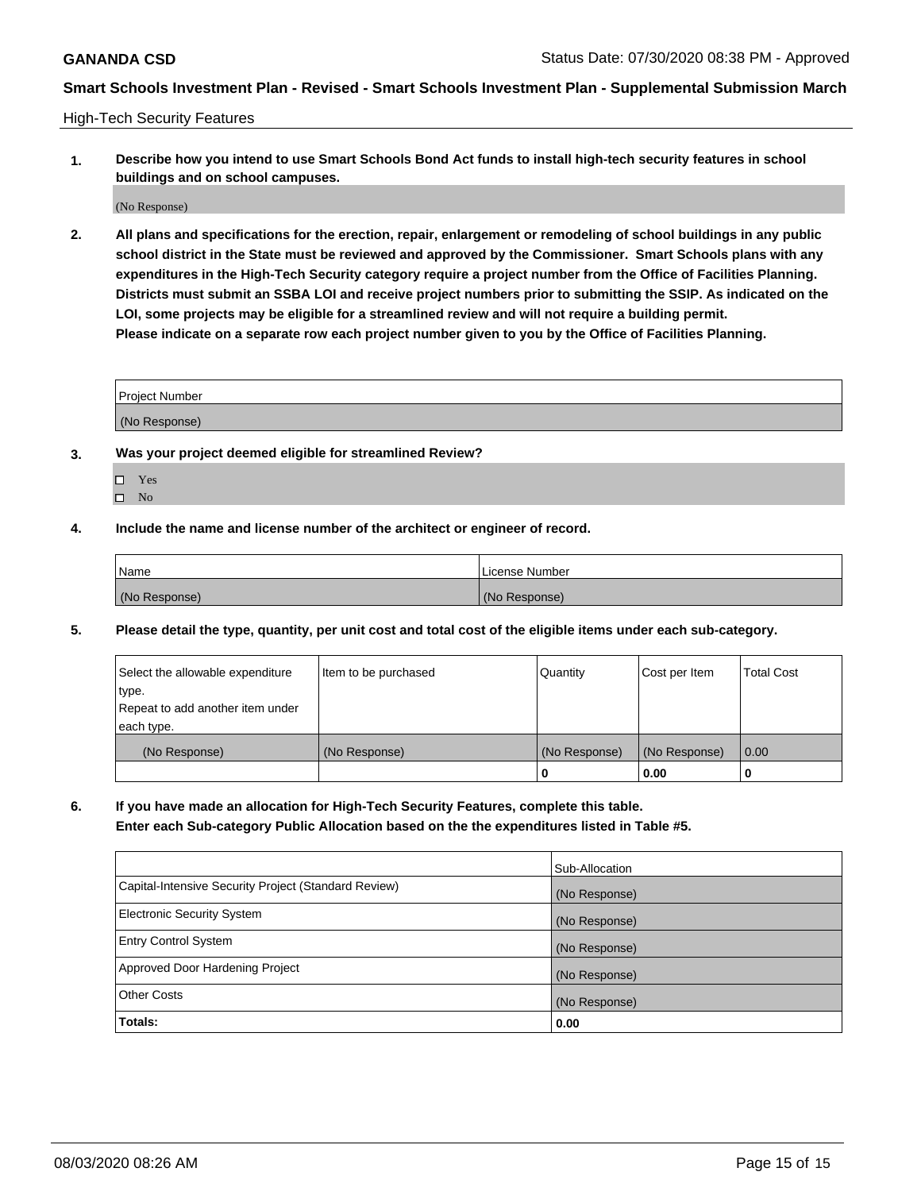High-Tech Security Features

**1. Describe how you intend to use Smart Schools Bond Act funds to install high-tech security features in school buildings and on school campuses.**

(No Response)

**2. All plans and specifications for the erection, repair, enlargement or remodeling of school buildings in any public school district in the State must be reviewed and approved by the Commissioner. Smart Schools plans with any expenditures in the High-Tech Security category require a project number from the Office of Facilities Planning. Districts must submit an SSBA LOI and receive project numbers prior to submitting the SSIP. As indicated on the LOI, some projects may be eligible for a streamlined review and will not require a building permit. Please indicate on a separate row each project number given to you by the Office of Facilities Planning.**

| Project Number |
| --- |
| (No Response) |

**3. Was your project deemed eligible for streamlined Review?**

- ☐ Yes
- ☐ No

**4. Include the name and license number of the architect or engineer of record.**

| Name | License Number |
| --- | --- |
| (No Response) | (No Response) |

**5. Please detail the type, quantity, per unit cost and total cost of the eligible items under each sub-category.**

| Select the allowable expenditure type. Repeat to add another item under each type. | Item to be purchased | Quantity | Cost per Item | Total Cost |
| --- | --- | --- | --- | --- |
| (No Response) | (No Response) | (No Response) | (No Response) | 0.00 |
| | | 0 | 0.00 | 0 |

**6. If you have made an allocation for High-Tech Security Features, complete this table. Enter each Sub-category Public Allocation based on the the expenditures listed in Table #5.**

| | Sub-Allocation |
| --- | --- |
| Capital-Intensive Security Project (Standard Review) | (No Response) |
| Electronic Security System | (No Response) |
| Entry Control System | (No Response) |
| Approved Door Hardening Project | (No Response) |
| Other Costs | (No Response) |
| **Totals:** | **0.00** |